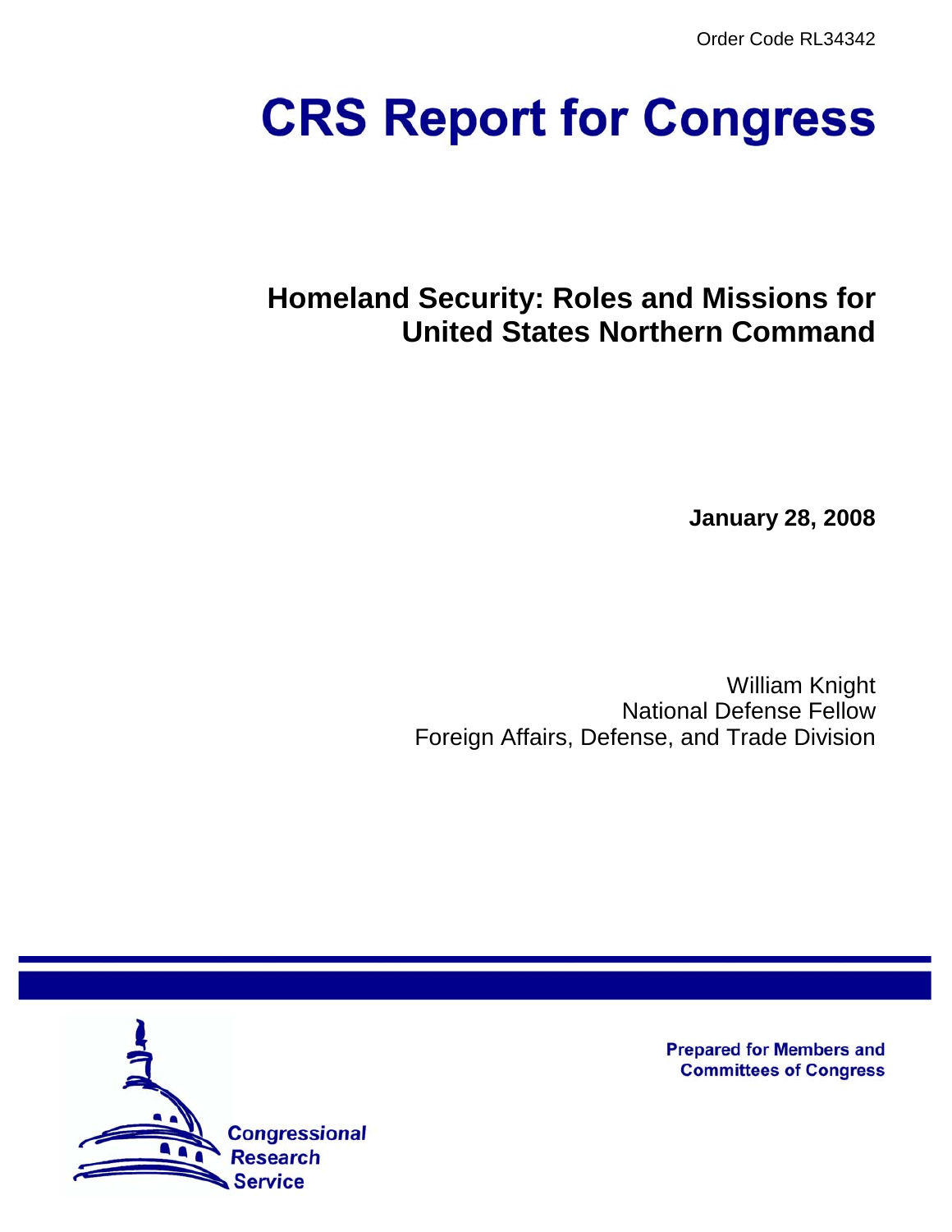Order Code RL34342

# CRS Report for Congress

## Homeland Security: Roles and Missions for United States Northern Command

**January 28, 2008**

William Knight
National Defense Fellow
Foreign Affairs, Defense, and Trade Division

Congressional Research Service

**Prepared for Members and Committees of Congress**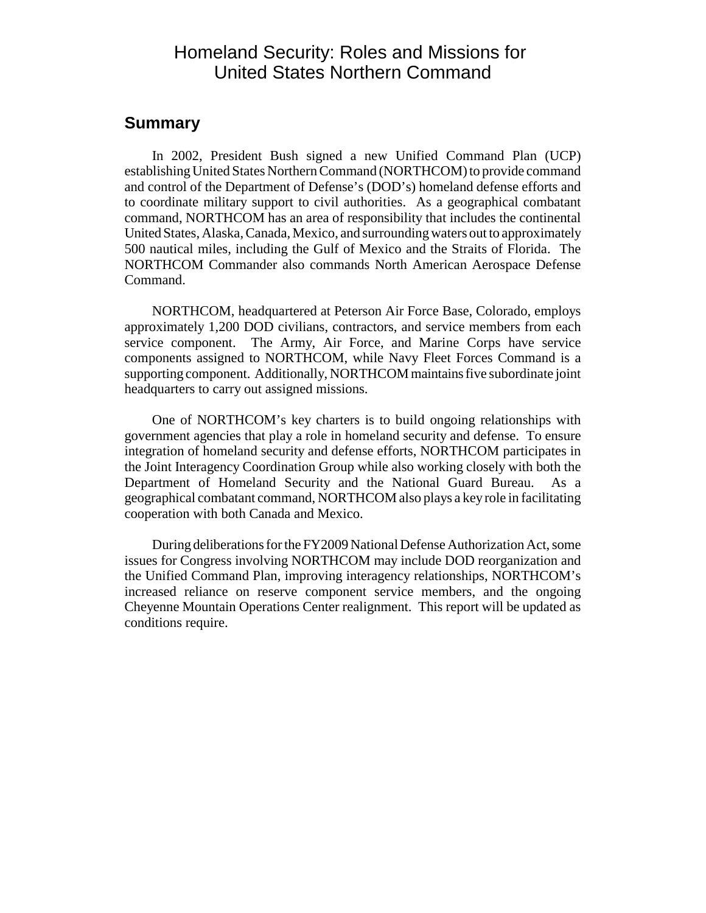# Homeland Security: Roles and Missions for United States Northern Command

## Summary

In 2002, President Bush signed a new Unified Command Plan (UCP) establishing United States Northern Command (NORTHCOM) to provide command and control of the Department of Defense's (DOD's) homeland defense efforts and to coordinate military support to civil authorities. As a geographical combatant command, NORTHCOM has an area of responsibility that includes the continental United States, Alaska, Canada, Mexico, and surrounding waters out to approximately 500 nautical miles, including the Gulf of Mexico and the Straits of Florida. The NORTHCOM Commander also commands North American Aerospace Defense Command.

NORTHCOM, headquartered at Peterson Air Force Base, Colorado, employs approximately 1,200 DOD civilians, contractors, and service members from each service component. The Army, Air Force, and Marine Corps have service components assigned to NORTHCOM, while Navy Fleet Forces Command is a supporting component. Additionally, NORTHCOM maintains five subordinate joint headquarters to carry out assigned missions.

One of NORTHCOM's key charters is to build ongoing relationships with government agencies that play a role in homeland security and defense. To ensure integration of homeland security and defense efforts, NORTHCOM participates in the Joint Interagency Coordination Group while also working closely with both the Department of Homeland Security and the National Guard Bureau. As a geographical combatant command, NORTHCOM also plays a key role in facilitating cooperation with both Canada and Mexico.

During deliberations for the FY2009 National Defense Authorization Act, some issues for Congress involving NORTHCOM may include DOD reorganization and the Unified Command Plan, improving interagency relationships, NORTHCOM's increased reliance on reserve component service members, and the ongoing Cheyenne Mountain Operations Center realignment. This report will be updated as conditions require.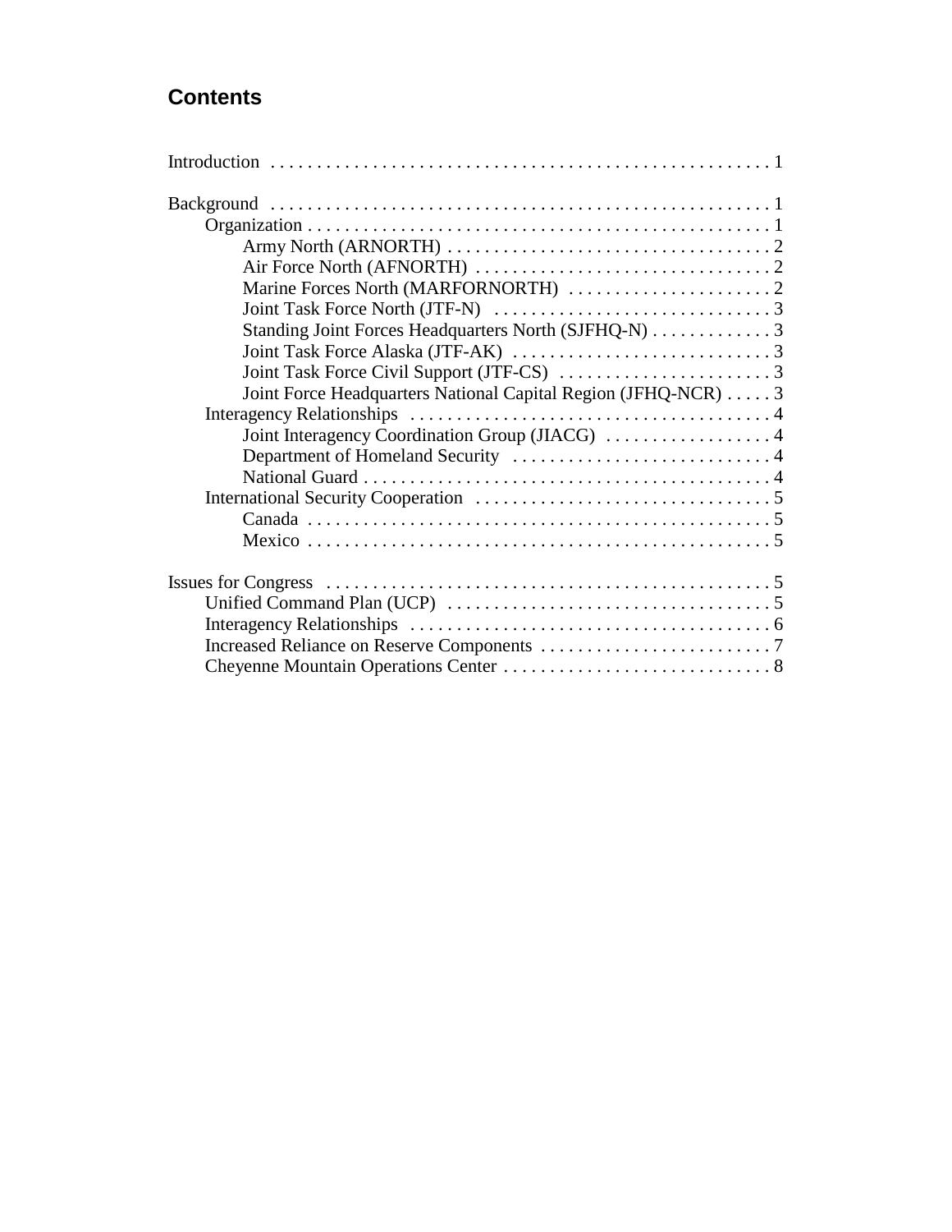## Contents

Introduction . . . . . . . . . . . . . . . . . . . . . . . . . . . . . . . . . . . . . . . . . . . . . . . . . . . . 1

Background . . . . . . . . . . . . . . . . . . . . . . . . . . . . . . . . . . . . . . . . . . . . . . . . . . . . . 1
- Organization . . . . . . . . . . . . . . . . . . . . . . . . . . . . . . . . . . . . . . . . . . . . . . . . . . 1
  - Army North (ARNORTH) . . . . . . . . . . . . . . . . . . . . . . . . . . . . . . . . . . . 2
  - Air Force North (AFNORTH) . . . . . . . . . . . . . . . . . . . . . . . . . . . . . . . . 2
  - Marine Forces North (MARFORNORTH) . . . . . . . . . . . . . . . . . . . . . . 2
  - Joint Task Force North (JTF-N) . . . . . . . . . . . . . . . . . . . . . . . . . . . . . . 3
  - Standing Joint Forces Headquarters North (SJFHQ-N) . . . . . . . . . . . . . 3
  - Joint Task Force Alaska (JTF-AK) . . . . . . . . . . . . . . . . . . . . . . . . . . . . 3
  - Joint Task Force Civil Support (JTF-CS) . . . . . . . . . . . . . . . . . . . . . . . 3
  - Joint Force Headquarters National Capital Region (JFHQ-NCR) . . . . . 3
- Interagency Relationships . . . . . . . . . . . . . . . . . . . . . . . . . . . . . . . . . . . . . . . 4
  - Joint Interagency Coordination Group (JIACG) . . . . . . . . . . . . . . . . . . 4
  - Department of Homeland Security . . . . . . . . . . . . . . . . . . . . . . . . . . . . 4
  - National Guard . . . . . . . . . . . . . . . . . . . . . . . . . . . . . . . . . . . . . . . . . . . . 4
- International Security Cooperation . . . . . . . . . . . . . . . . . . . . . . . . . . . . . . . . 5
  - Canada . . . . . . . . . . . . . . . . . . . . . . . . . . . . . . . . . . . . . . . . . . . . . . . . . . 5
  - Mexico . . . . . . . . . . . . . . . . . . . . . . . . . . . . . . . . . . . . . . . . . . . . . . . . . . 5

Issues for Congress . . . . . . . . . . . . . . . . . . . . . . . . . . . . . . . . . . . . . . . . . . . . . . . . 5
- Unified Command Plan (UCP) . . . . . . . . . . . . . . . . . . . . . . . . . . . . . . . . . . . 5
- Interagency Relationships . . . . . . . . . . . . . . . . . . . . . . . . . . . . . . . . . . . . . . . 6
- Increased Reliance on Reserve Components . . . . . . . . . . . . . . . . . . . . . . . . . 7
- Cheyenne Mountain Operations Center . . . . . . . . . . . . . . . . . . . . . . . . . . . . . 8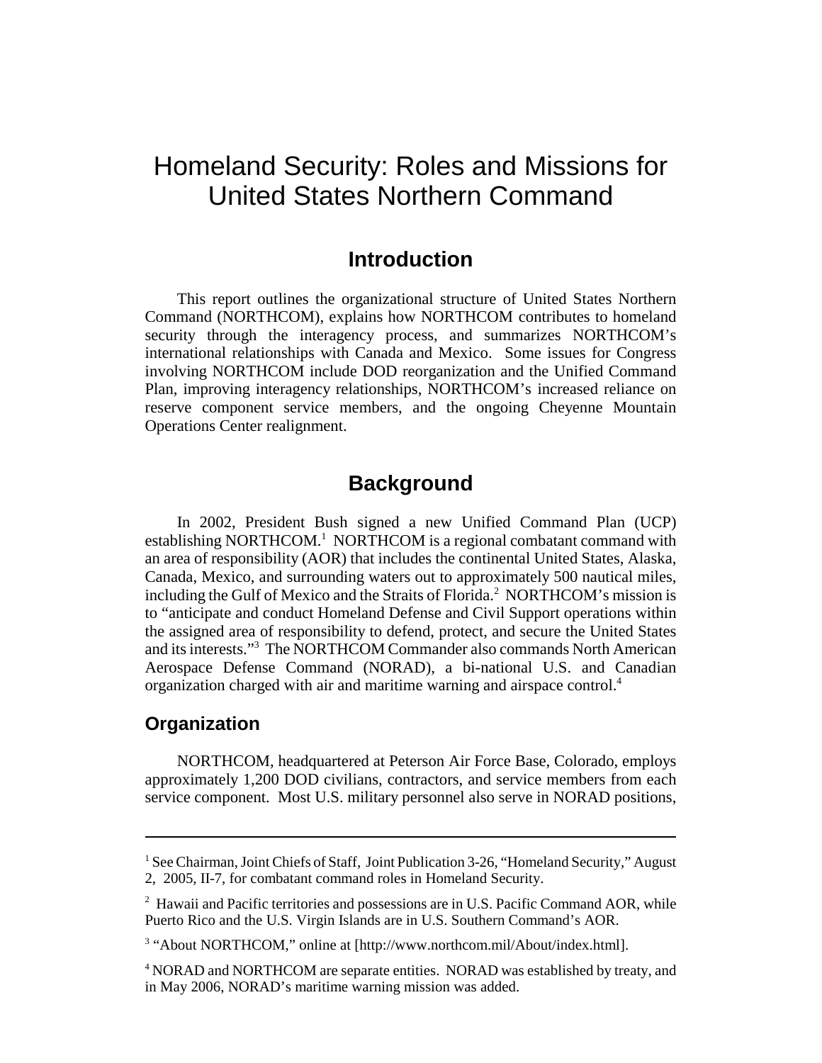# Homeland Security: Roles and Missions for United States Northern Command

## Introduction

This report outlines the organizational structure of United States Northern Command (NORTHCOM), explains how NORTHCOM contributes to homeland security through the interagency process, and summarizes NORTHCOM's international relationships with Canada and Mexico. Some issues for Congress involving NORTHCOM include DOD reorganization and the Unified Command Plan, improving interagency relationships, NORTHCOM's increased reliance on reserve component service members, and the ongoing Cheyenne Mountain Operations Center realignment.

## Background

In 2002, President Bush signed a new Unified Command Plan (UCP) establishing NORTHCOM.[1] NORTHCOM is a regional combatant command with an area of responsibility (AOR) that includes the continental United States, Alaska, Canada, Mexico, and surrounding waters out to approximately 500 nautical miles, including the Gulf of Mexico and the Straits of Florida.[2] NORTHCOM's mission is to "anticipate and conduct Homeland Defense and Civil Support operations within the assigned area of responsibility to defend, protect, and secure the United States and its interests."[3] The NORTHCOM Commander also commands North American Aerospace Defense Command (NORAD), a bi-national U.S. and Canadian organization charged with air and maritime warning and airspace control.[4]

### Organization

NORTHCOM, headquartered at Peterson Air Force Base, Colorado, employs approximately 1,200 DOD civilians, contractors, and service members from each service component. Most U.S. military personnel also serve in NORAD positions,

---

[1] See Chairman, Joint Chiefs of Staff, Joint Publication 3-26, "Homeland Security," August 2, 2005, II-7, for combatant command roles in Homeland Security.

[2] Hawaii and Pacific territories and possessions are in U.S. Pacific Command AOR, while Puerto Rico and the U.S. Virgin Islands are in U.S. Southern Command's AOR.

[3] "About NORTHCOM," online at [http://www.northcom.mil/About/index.html].

[4] NORAD and NORTHCOM are separate entities. NORAD was established by treaty, and in May 2006, NORAD's maritime warning mission was added.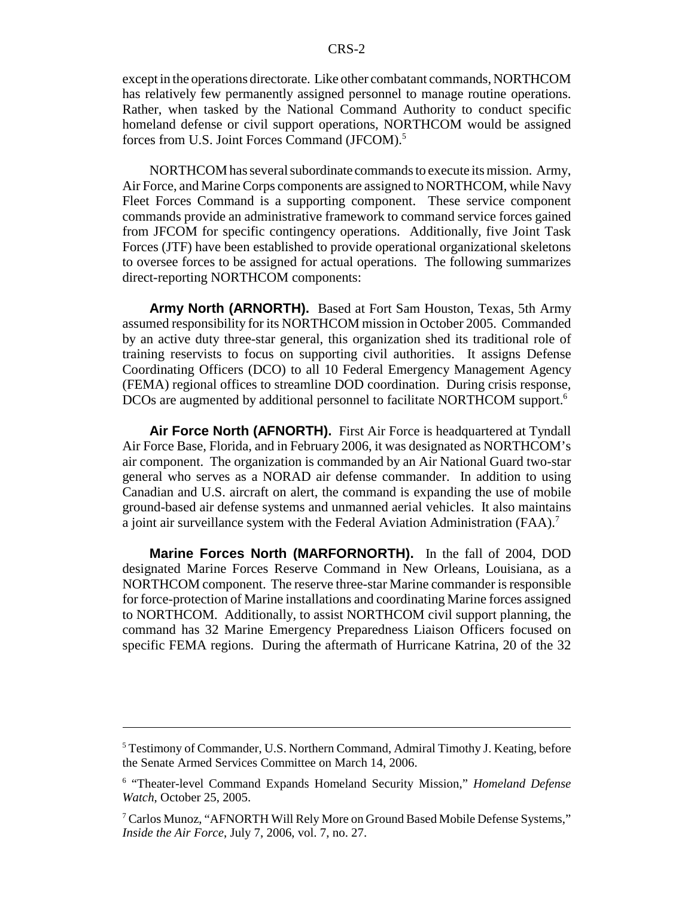except in the operations directorate. Like other combatant commands, NORTHCOM has relatively few permanently assigned personnel to manage routine operations. Rather, when tasked by the National Command Authority to conduct specific homeland defense or civil support operations, NORTHCOM would be assigned forces from U.S. Joint Forces Command (JFCOM).[5]

NORTHCOM has several subordinate commands to execute its mission. Army, Air Force, and Marine Corps components are assigned to NORTHCOM, while Navy Fleet Forces Command is a supporting component. These service component commands provide an administrative framework to command service forces gained from JFCOM for specific contingency operations. Additionally, five Joint Task Forces (JTF) have been established to provide operational organizational skeletons to oversee forces to be assigned for actual operations. The following summarizes direct-reporting NORTHCOM components:

**Army North (ARNORTH).** Based at Fort Sam Houston, Texas, 5th Army assumed responsibility for its NORTHCOM mission in October 2005. Commanded by an active duty three-star general, this organization shed its traditional role of training reservists to focus on supporting civil authorities. It assigns Defense Coordinating Officers (DCO) to all 10 Federal Emergency Management Agency (FEMA) regional offices to streamline DOD coordination. During crisis response, DCOs are augmented by additional personnel to facilitate NORTHCOM support.[6]

**Air Force North (AFNORTH).** First Air Force is headquartered at Tyndall Air Force Base, Florida, and in February 2006, it was designated as NORTHCOM's air component. The organization is commanded by an Air National Guard two-star general who serves as a NORAD air defense commander. In addition to using Canadian and U.S. aircraft on alert, the command is expanding the use of mobile ground-based air defense systems and unmanned aerial vehicles. It also maintains a joint air surveillance system with the Federal Aviation Administration (FAA).[7]

**Marine Forces North (MARFORNORTH).** In the fall of 2004, DOD designated Marine Forces Reserve Command in New Orleans, Louisiana, as a NORTHCOM component. The reserve three-star Marine commander is responsible for force-protection of Marine installations and coordinating Marine forces assigned to NORTHCOM. Additionally, to assist NORTHCOM civil support planning, the command has 32 Marine Emergency Preparedness Liaison Officers focused on specific FEMA regions. During the aftermath of Hurricane Katrina, 20 of the 32

---

[5] Testimony of Commander, U.S. Northern Command, Admiral Timothy J. Keating, before the Senate Armed Services Committee on March 14, 2006.

[6] "Theater-level Command Expands Homeland Security Mission," *Homeland Defense Watch*, October 25, 2005.

[7] Carlos Munoz, "AFNORTH Will Rely More on Ground Based Mobile Defense Systems," *Inside the Air Force*, July 7, 2006, vol. 7, no. 27.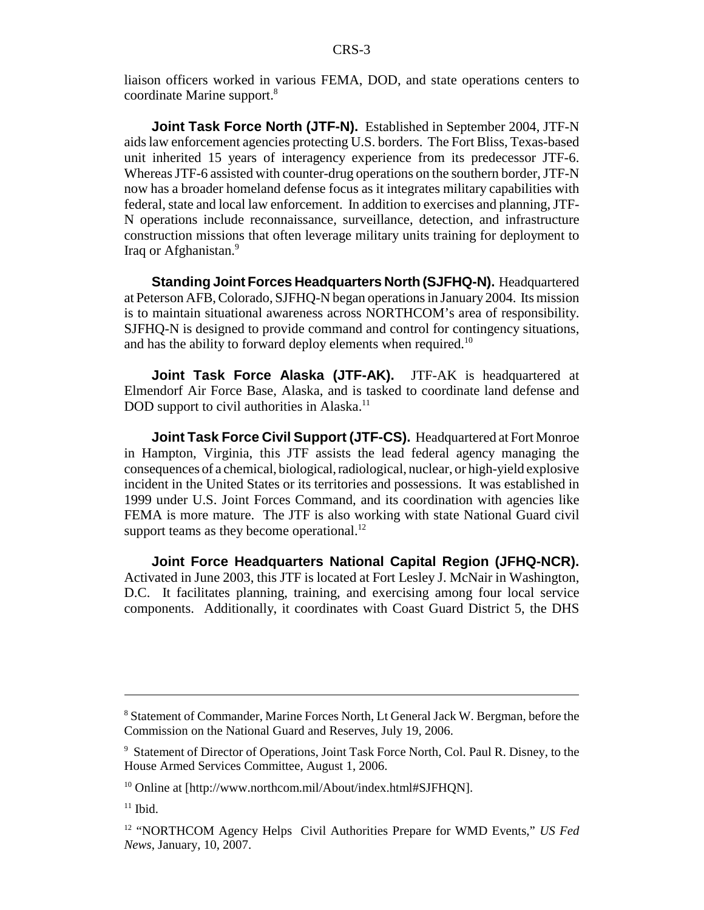liaison officers worked in various FEMA, DOD, and state operations centers to coordinate Marine support.[8]

**Joint Task Force North (JTF-N).** Established in September 2004, JTF-N aids law enforcement agencies protecting U.S. borders. The Fort Bliss, Texas-based unit inherited 15 years of interagency experience from its predecessor JTF-6. Whereas JTF-6 assisted with counter-drug operations on the southern border, JTF-N now has a broader homeland defense focus as it integrates military capabilities with federal, state and local law enforcement. In addition to exercises and planning, JTF-N operations include reconnaissance, surveillance, detection, and infrastructure construction missions that often leverage military units training for deployment to Iraq or Afghanistan.[9]

**Standing Joint Forces Headquarters North (SJFHQ-N).** Headquartered at Peterson AFB, Colorado, SJFHQ-N began operations in January 2004. Its mission is to maintain situational awareness across NORTHCOM's area of responsibility. SJFHQ-N is designed to provide command and control for contingency situations, and has the ability to forward deploy elements when required.[10]

**Joint Task Force Alaska (JTF-AK).** JTF-AK is headquartered at Elmendorf Air Force Base, Alaska, and is tasked to coordinate land defense and DOD support to civil authorities in Alaska.[11]

**Joint Task Force Civil Support (JTF-CS).** Headquartered at Fort Monroe in Hampton, Virginia, this JTF assists the lead federal agency managing the consequences of a chemical, biological, radiological, nuclear, or high-yield explosive incident in the United States or its territories and possessions. It was established in 1999 under U.S. Joint Forces Command, and its coordination with agencies like FEMA is more mature. The JTF is also working with state National Guard civil support teams as they become operational.[12]

**Joint Force Headquarters National Capital Region (JFHQ-NCR).** Activated in June 2003, this JTF is located at Fort Lesley J. McNair in Washington, D.C. It facilitates planning, training, and exercising among four local service components. Additionally, it coordinates with Coast Guard District 5, the DHS

---

[8] Statement of Commander, Marine Forces North, Lt General Jack W. Bergman, before the Commission on the National Guard and Reserves, July 19, 2006.

[9] Statement of Director of Operations, Joint Task Force North, Col. Paul R. Disney, to the House Armed Services Committee, August 1, 2006.

[10] Online at [http://www.northcom.mil/About/index.html#SJFHQN].

[11] Ibid.

[12] "NORTHCOM Agency Helps Civil Authorities Prepare for WMD Events," *US Fed News*, January, 10, 2007.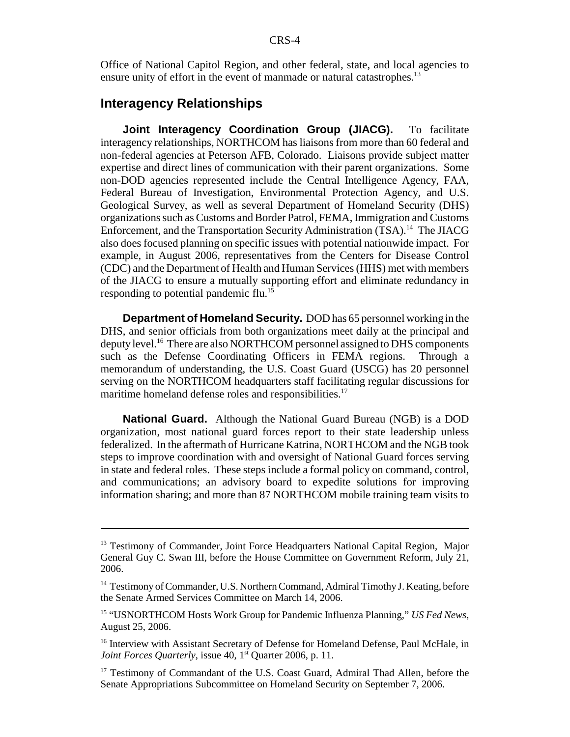Office of National Capitol Region, and other federal, state, and local agencies to ensure unity of effort in the event of manmade or natural catastrophes.[13]

## Interagency Relationships

**Joint Interagency Coordination Group (JIACG).** To facilitate interagency relationships, NORTHCOM has liaisons from more than 60 federal and non-federal agencies at Peterson AFB, Colorado. Liaisons provide subject matter expertise and direct lines of communication with their parent organizations. Some non-DOD agencies represented include the Central Intelligence Agency, FAA, Federal Bureau of Investigation, Environmental Protection Agency, and U.S. Geological Survey, as well as several Department of Homeland Security (DHS) organizations such as Customs and Border Patrol, FEMA, Immigration and Customs Enforcement, and the Transportation Security Administration (TSA).[14] The JIACG also does focused planning on specific issues with potential nationwide impact. For example, in August 2006, representatives from the Centers for Disease Control (CDC) and the Department of Health and Human Services (HHS) met with members of the JIACG to ensure a mutually supporting effort and eliminate redundancy in responding to potential pandemic flu.[15]

**Department of Homeland Security.** DOD has 65 personnel working in the DHS, and senior officials from both organizations meet daily at the principal and deputy level.[16] There are also NORTHCOM personnel assigned to DHS components such as the Defense Coordinating Officers in FEMA regions. Through a memorandum of understanding, the U.S. Coast Guard (USCG) has 20 personnel serving on the NORTHCOM headquarters staff facilitating regular discussions for maritime homeland defense roles and responsibilities.[17]

**National Guard.** Although the National Guard Bureau (NGB) is a DOD organization, most national guard forces report to their state leadership unless federalized. In the aftermath of Hurricane Katrina, NORTHCOM and the NGB took steps to improve coordination with and oversight of National Guard forces serving in state and federal roles. These steps include a formal policy on command, control, and communications; an advisory board to expedite solutions for improving information sharing; and more than 87 NORTHCOM mobile training team visits to

---

[13] Testimony of Commander, Joint Force Headquarters National Capital Region, Major General Guy C. Swan III, before the House Committee on Government Reform, July 21, 2006.

[14] Testimony of Commander, U.S. Northern Command, Admiral Timothy J. Keating, before the Senate Armed Services Committee on March 14, 2006.

[15] "USNORTHCOM Hosts Work Group for Pandemic Influenza Planning," *US Fed News*, August 25, 2006.

[16] Interview with Assistant Secretary of Defense for Homeland Defense, Paul McHale, in *Joint Forces Quarterly*, issue 40, 1st Quarter 2006, p. 11.

[17] Testimony of Commandant of the U.S. Coast Guard, Admiral Thad Allen, before the Senate Appropriations Subcommittee on Homeland Security on September 7, 2006.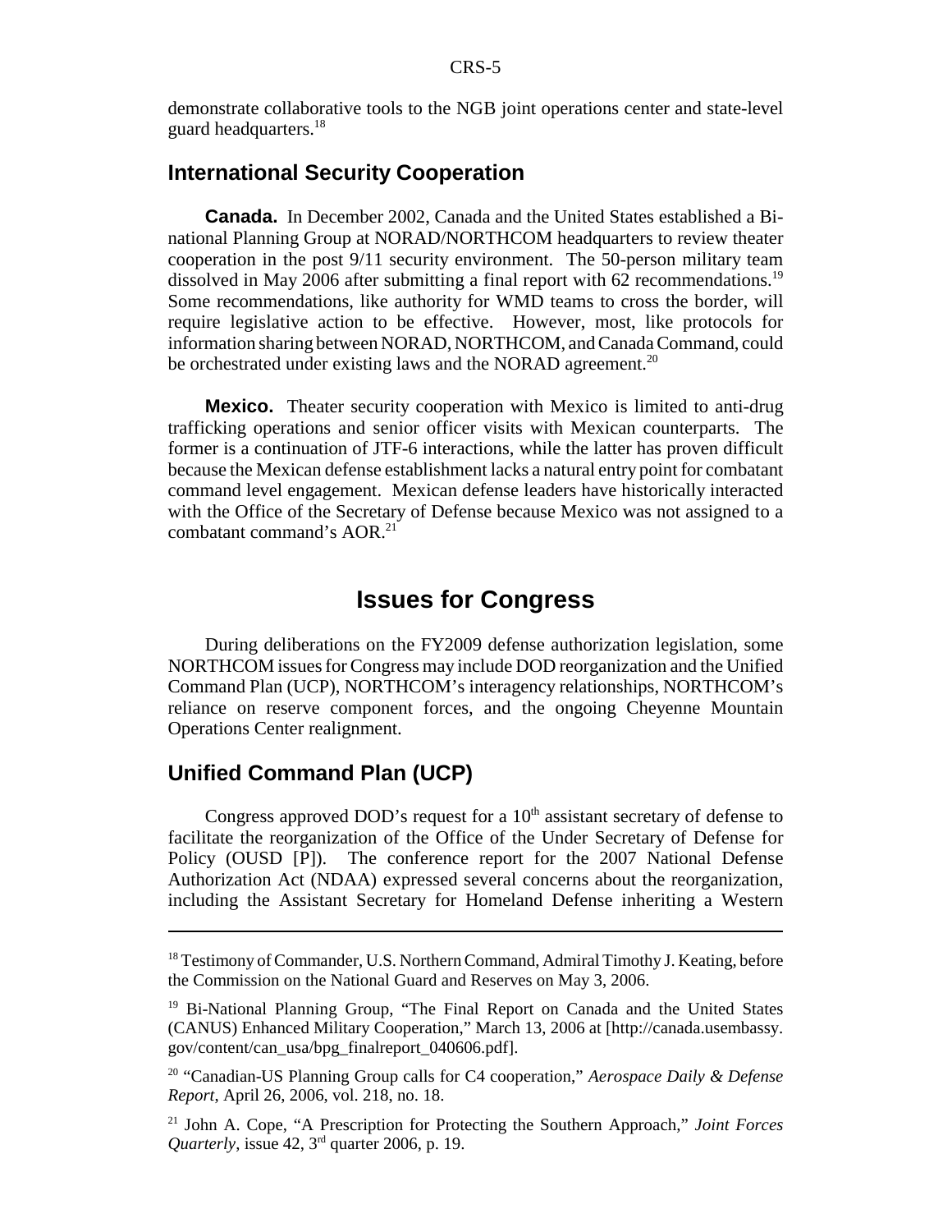demonstrate collaborative tools to the NGB joint operations center and state-level guard headquarters.[18]

## International Security Cooperation

**Canada.** In December 2002, Canada and the United States established a Bi-national Planning Group at NORAD/NORTHCOM headquarters to review theater cooperation in the post 9/11 security environment. The 50-person military team dissolved in May 2006 after submitting a final report with 62 recommendations.[19] Some recommendations, like authority for WMD teams to cross the border, will require legislative action to be effective. However, most, like protocols for information sharing between NORAD, NORTHCOM, and Canada Command, could be orchestrated under existing laws and the NORAD agreement.[20]

**Mexico.** Theater security cooperation with Mexico is limited to anti-drug trafficking operations and senior officer visits with Mexican counterparts. The former is a continuation of JTF-6 interactions, while the latter has proven difficult because the Mexican defense establishment lacks a natural entry point for combatant command level engagement. Mexican defense leaders have historically interacted with the Office of the Secretary of Defense because Mexico was not assigned to a combatant command's AOR.[21]

# Issues for Congress

During deliberations on the FY2009 defense authorization legislation, some NORTHCOM issues for Congress may include DOD reorganization and the Unified Command Plan (UCP), NORTHCOM's interagency relationships, NORTHCOM's reliance on reserve component forces, and the ongoing Cheyenne Mountain Operations Center realignment.

## Unified Command Plan (UCP)

Congress approved DOD's request for a 10th assistant secretary of defense to facilitate the reorganization of the Office of the Under Secretary of Defense for Policy (OUSD [P]). The conference report for the 2007 National Defense Authorization Act (NDAA) expressed several concerns about the reorganization, including the Assistant Secretary for Homeland Defense inheriting a Western

---

[18] Testimony of Commander, U.S. Northern Command, Admiral Timothy J. Keating, before the Commission on the National Guard and Reserves on May 3, 2006.

[19] Bi-National Planning Group, "The Final Report on Canada and the United States (CANUS) Enhanced Military Cooperation," March 13, 2006 at [http://canada.usembassy.gov/content/can_usa/bpg_finalreport_040606.pdf].

[20] "Canadian-US Planning Group calls for C4 cooperation," *Aerospace Daily & Defense Report*, April 26, 2006, vol. 218, no. 18.

[21] John A. Cope, "A Prescription for Protecting the Southern Approach," *Joint Forces Quarterly*, issue 42, 3rd quarter 2006, p. 19.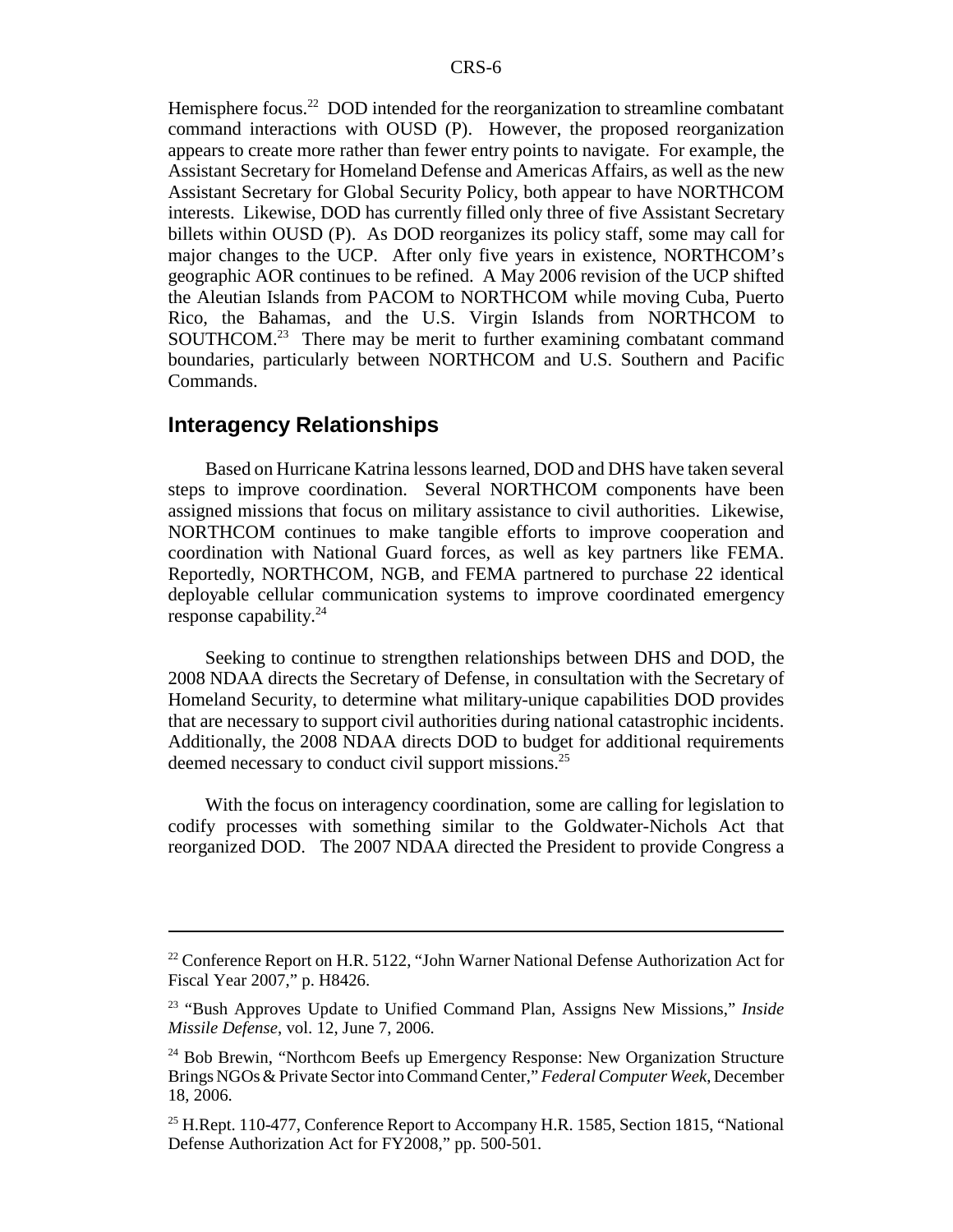Hemisphere focus.[22] DOD intended for the reorganization to streamline combatant command interactions with OUSD (P). However, the proposed reorganization appears to create more rather than fewer entry points to navigate. For example, the Assistant Secretary for Homeland Defense and Americas Affairs, as well as the new Assistant Secretary for Global Security Policy, both appear to have NORTHCOM interests. Likewise, DOD has currently filled only three of five Assistant Secretary billets within OUSD (P). As DOD reorganizes its policy staff, some may call for major changes to the UCP. After only five years in existence, NORTHCOM's geographic AOR continues to be refined. A May 2006 revision of the UCP shifted the Aleutian Islands from PACOM to NORTHCOM while moving Cuba, Puerto Rico, the Bahamas, and the U.S. Virgin Islands from NORTHCOM to SOUTHCOM.[23] There may be merit to further examining combatant command boundaries, particularly between NORTHCOM and U.S. Southern and Pacific Commands.

## Interagency Relationships

Based on Hurricane Katrina lessons learned, DOD and DHS have taken several steps to improve coordination. Several NORTHCOM components have been assigned missions that focus on military assistance to civil authorities. Likewise, NORTHCOM continues to make tangible efforts to improve cooperation and coordination with National Guard forces, as well as key partners like FEMA. Reportedly, NORTHCOM, NGB, and FEMA partnered to purchase 22 identical deployable cellular communication systems to improve coordinated emergency response capability.[24]

Seeking to continue to strengthen relationships between DHS and DOD, the 2008 NDAA directs the Secretary of Defense, in consultation with the Secretary of Homeland Security, to determine what military-unique capabilities DOD provides that are necessary to support civil authorities during national catastrophic incidents. Additionally, the 2008 NDAA directs DOD to budget for additional requirements deemed necessary to conduct civil support missions.[25]

With the focus on interagency coordination, some are calling for legislation to codify processes with something similar to the Goldwater-Nichols Act that reorganized DOD. The 2007 NDAA directed the President to provide Congress a

---

[22] Conference Report on H.R. 5122, "John Warner National Defense Authorization Act for Fiscal Year 2007," p. H8426.

[23] "Bush Approves Update to Unified Command Plan, Assigns New Missions," *Inside Missile Defense*, vol. 12, June 7, 2006.

[24] Bob Brewin, "Northcom Beefs up Emergency Response: New Organization Structure Brings NGOs & Private Sector into Command Center," *Federal Computer Week*, December 18, 2006.

[25] H.Rept. 110-477, Conference Report to Accompany H.R. 1585, Section 1815, "National Defense Authorization Act for FY2008," pp. 500-501.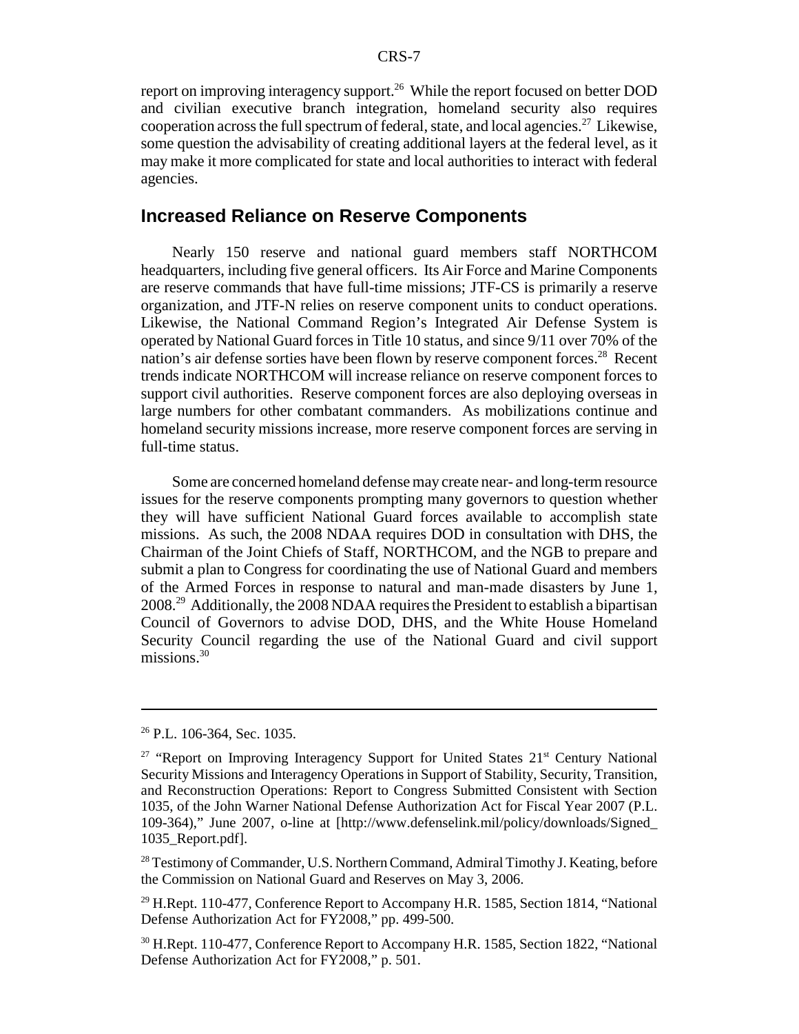report on improving interagency support.[26] While the report focused on better DOD and civilian executive branch integration, homeland security also requires cooperation across the full spectrum of federal, state, and local agencies.[27] Likewise, some question the advisability of creating additional layers at the federal level, as it may make it more complicated for state and local authorities to interact with federal agencies.

## Increased Reliance on Reserve Components

Nearly 150 reserve and national guard members staff NORTHCOM headquarters, including five general officers. Its Air Force and Marine Components are reserve commands that have full-time missions; JTF-CS is primarily a reserve organization, and JTF-N relies on reserve component units to conduct operations. Likewise, the National Command Region's Integrated Air Defense System is operated by National Guard forces in Title 10 status, and since 9/11 over 70% of the nation's air defense sorties have been flown by reserve component forces.[28] Recent trends indicate NORTHCOM will increase reliance on reserve component forces to support civil authorities. Reserve component forces are also deploying overseas in large numbers for other combatant commanders. As mobilizations continue and homeland security missions increase, more reserve component forces are serving in full-time status.

Some are concerned homeland defense may create near- and long-term resource issues for the reserve components prompting many governors to question whether they will have sufficient National Guard forces available to accomplish state missions. As such, the 2008 NDAA requires DOD in consultation with DHS, the Chairman of the Joint Chiefs of Staff, NORTHCOM, and the NGB to prepare and submit a plan to Congress for coordinating the use of National Guard and members of the Armed Forces in response to natural and man-made disasters by June 1, 2008.[29] Additionally, the 2008 NDAA requires the President to establish a bipartisan Council of Governors to advise DOD, DHS, and the White House Homeland Security Council regarding the use of the National Guard and civil support missions.[30]

---

[26] P.L. 106-364, Sec. 1035.

[27] "Report on Improving Interagency Support for United States 21st Century National Security Missions and Interagency Operations in Support of Stability, Security, Transition, and Reconstruction Operations: Report to Congress Submitted Consistent with Section 1035, of the John Warner National Defense Authorization Act for Fiscal Year 2007 (P.L. 109-364)," June 2007, o-line at [http://www.defenselink.mil/policy/downloads/Signed_1035_Report.pdf].

[28] Testimony of Commander, U.S. Northern Command, Admiral Timothy J. Keating, before the Commission on National Guard and Reserves on May 3, 2006.

[29] H.Rept. 110-477, Conference Report to Accompany H.R. 1585, Section 1814, "National Defense Authorization Act for FY2008," pp. 499-500.

[30] H.Rept. 110-477, Conference Report to Accompany H.R. 1585, Section 1822, "National Defense Authorization Act for FY2008," p. 501.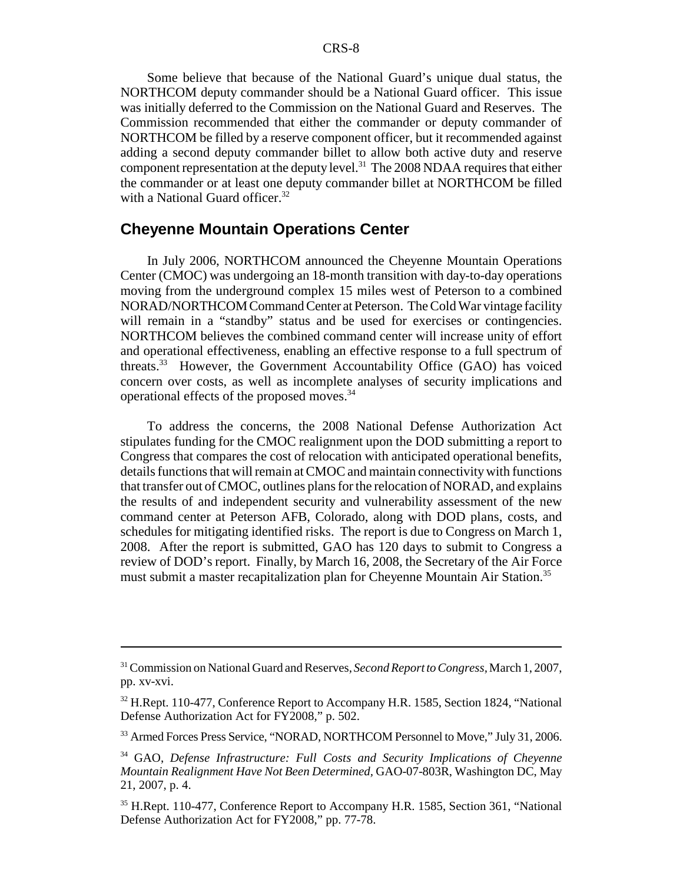Some believe that because of the National Guard's unique dual status, the NORTHCOM deputy commander should be a National Guard officer. This issue was initially deferred to the Commission on the National Guard and Reserves. The Commission recommended that either the commander or deputy commander of NORTHCOM be filled by a reserve component officer, but it recommended against adding a second deputy commander billet to allow both active duty and reserve component representation at the deputy level.[31] The 2008 NDAA requires that either the commander or at least one deputy commander billet at NORTHCOM be filled with a National Guard officer.[32]

## Cheyenne Mountain Operations Center

In July 2006, NORTHCOM announced the Cheyenne Mountain Operations Center (CMOC) was undergoing an 18-month transition with day-to-day operations moving from the underground complex 15 miles west of Peterson to a combined NORAD/NORTHCOM Command Center at Peterson. The Cold War vintage facility will remain in a "standby" status and be used for exercises or contingencies. NORTHCOM believes the combined command center will increase unity of effort and operational effectiveness, enabling an effective response to a full spectrum of threats.[33] However, the Government Accountability Office (GAO) has voiced concern over costs, as well as incomplete analyses of security implications and operational effects of the proposed moves.[34]

To address the concerns, the 2008 National Defense Authorization Act stipulates funding for the CMOC realignment upon the DOD submitting a report to Congress that compares the cost of relocation with anticipated operational benefits, details functions that will remain at CMOC and maintain connectivity with functions that transfer out of CMOC, outlines plans for the relocation of NORAD, and explains the results of and independent security and vulnerability assessment of the new command center at Peterson AFB, Colorado, along with DOD plans, costs, and schedules for mitigating identified risks. The report is due to Congress on March 1, 2008. After the report is submitted, GAO has 120 days to submit to Congress a review of DOD's report. Finally, by March 16, 2008, the Secretary of the Air Force must submit a master recapitalization plan for Cheyenne Mountain Air Station.[35]

---

[31] Commission on National Guard and Reserves, *Second Report to Congress*, March 1, 2007, pp. xv-xvi.

[32] H.Rept. 110-477, Conference Report to Accompany H.R. 1585, Section 1824, "National Defense Authorization Act for FY2008," p. 502.

[33] Armed Forces Press Service, "NORAD, NORTHCOM Personnel to Move," July 31, 2006.

[34] GAO, *Defense Infrastructure: Full Costs and Security Implications of Cheyenne Mountain Realignment Have Not Been Determined*, GAO-07-803R, Washington DC, May 21, 2007, p. 4.

[35] H.Rept. 110-477, Conference Report to Accompany H.R. 1585, Section 361, "National Defense Authorization Act for FY2008," pp. 77-78.